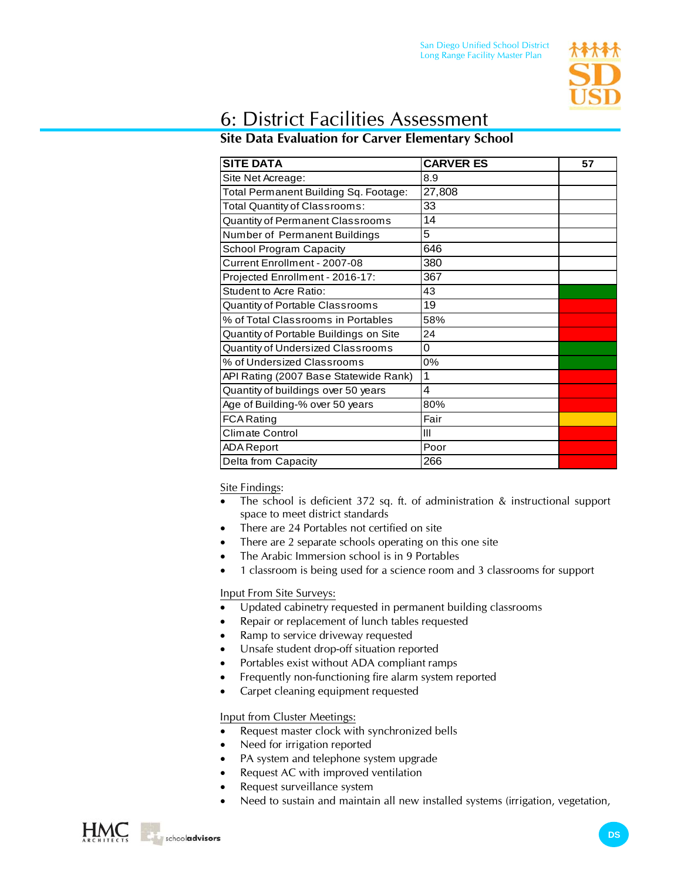# 6: District Facilities Assessment

## Site Data Evaluation for Carver Elementary School

| SITE DATA | CARVER ES | 57 |
|---|---|---|
| Site Net Acreage: | 8.9 | |
| Total Permanent Building Sq. Footage: | 27,808 | |
| Total Quantity of Classrooms: | 33 | |
| Quantity of Permanent Classrooms | 14 | |
| Number of Permanent Buildings | 5 | |
| School Program Capacity | 646 | |
| Current Enrollment - 2007-08 | 380 | |
| Projected Enrollment - 2016-17: | 367 | |
| Student to Acre Ratio: | 43 | |
| Quantity of Portable Classrooms | 19 | |
| % of Total Classrooms in Portables | 58% | |
| Quantity of Portable Buildings on Site | 24 | |
| Quantity of Undersized Classrooms | 0 | |
| % of Undersized Classrooms | 0% | |
| API Rating (2007 Base Statewide Rank) | 1 | |
| Quantity of buildings over 50 years | 4 | |
| Age of Building-% over 50 years | 80% | |
| FCA Rating | Fair | |
| Climate Control | III | |
| ADA Report | Poor | |
| Delta from Capacity | 266 | |

Site Findings:

- The school is deficient 372 sq. ft. of administration & instructional support space to meet district standards
- There are 24 Portables not certified on site
- There are 2 separate schools operating on this one site
- The Arabic Immersion school is in 9 Portables
- 1 classroom is being used for a science room and 3 classrooms for support

Input From Site Surveys:

- Updated cabinetry requested in permanent building classrooms
- Repair or replacement of lunch tables requested
- Ramp to service driveway requested
- Unsafe student drop-off situation reported
- Portables exist without ADA compliant ramps
- Frequently non-functioning fire alarm system reported
- Carpet cleaning equipment requested

Input from Cluster Meetings:

- Request master clock with synchronized bells
- Need for irrigation reported
- PA system and telephone system upgrade
- Request AC with improved ventilation
- Request surveillance system
- Need to sustain and maintain all new installed systems (irrigation, vegetation,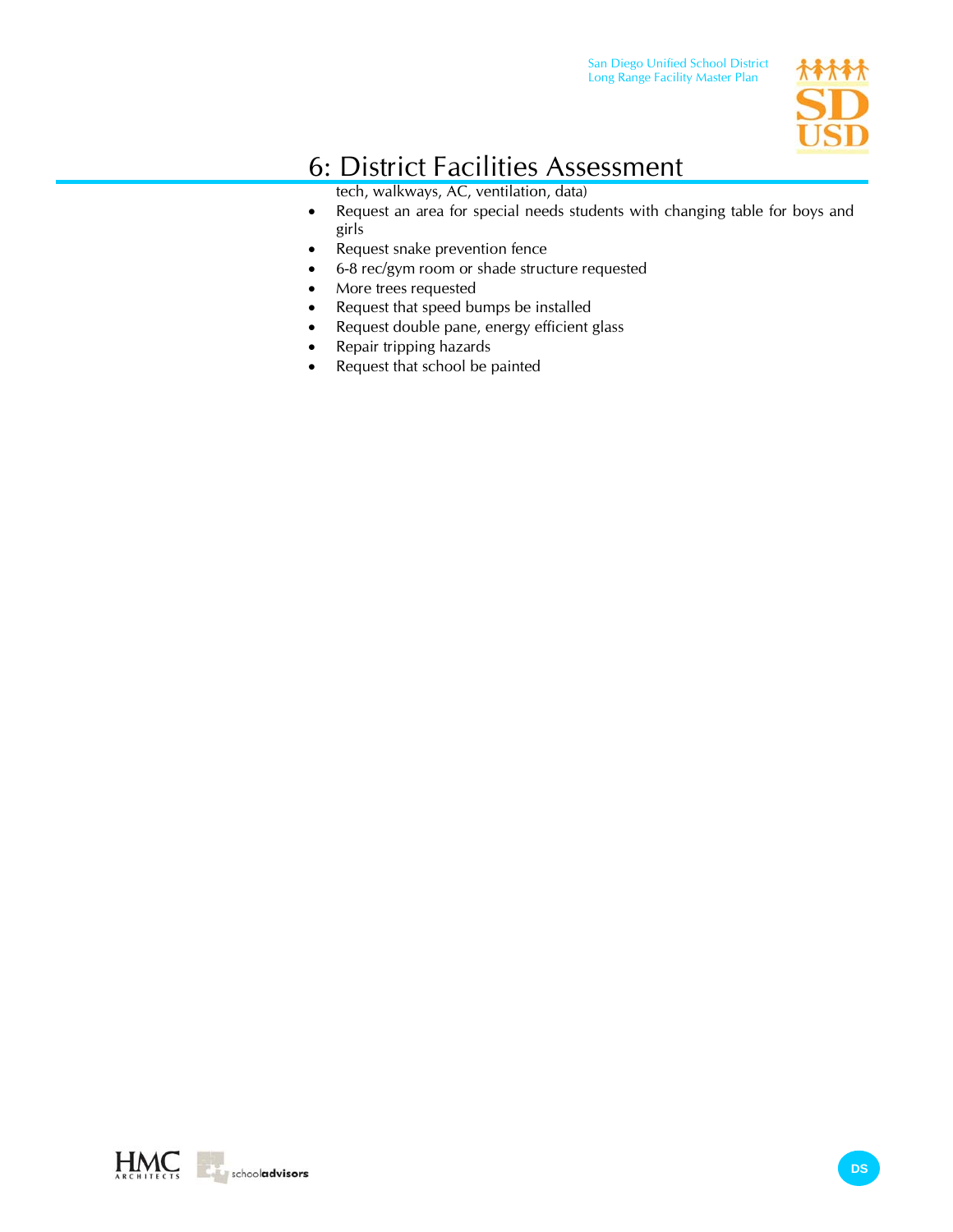tech, walkways, AC, ventilation, data)

- Request an area for special needs students with changing table for boys and girls
- Request snake prevention fence
- 6-8 rec/gym room or shade structure requested
- More trees requested
- Request that speed bumps be installed
- Request double pane, energy efficient glass
- Repair tripping hazards
- Request that school be painted